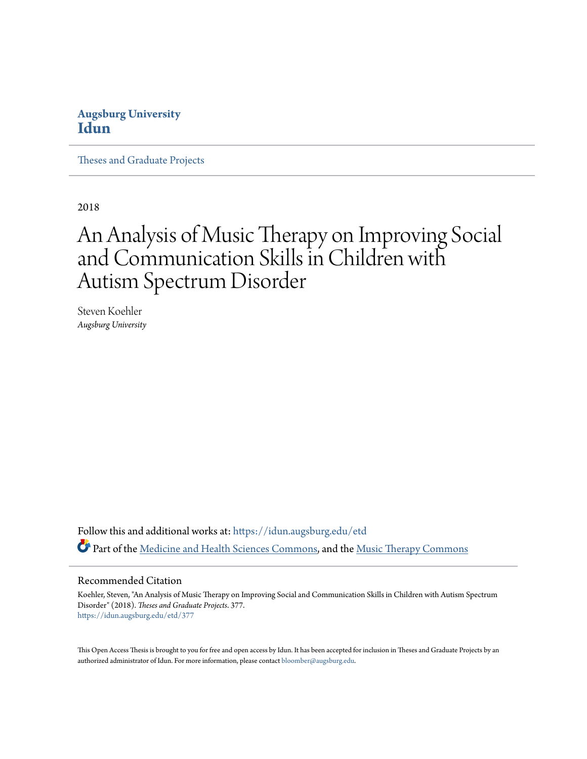Augsburg University

**Idun**

Theses and Graduate Projects

2018

# An Analysis of Music Therapy on Improving Social and Communication Skills in Children with Autism Spectrum Disorder

Steven Koehler

*Augsburg University*

Follow this and additional works at: https://idun.augsburg.edu/etd

Part of the Medicine and Health Sciences Commons, and the Music Therapy Commons

## Recommended Citation

Koehler, Steven, "An Analysis of Music Therapy on Improving Social and Communication Skills in Children with Autism Spectrum Disorder" (2018). *Theses and Graduate Projects*. 377.
https://idun.augsburg.edu/etd/377

This Open Access Thesis is brought to you for free and open access by Idun. It has been accepted for inclusion in Theses and Graduate Projects by an authorized administrator of Idun. For more information, please contact bloomber@augsburg.edu.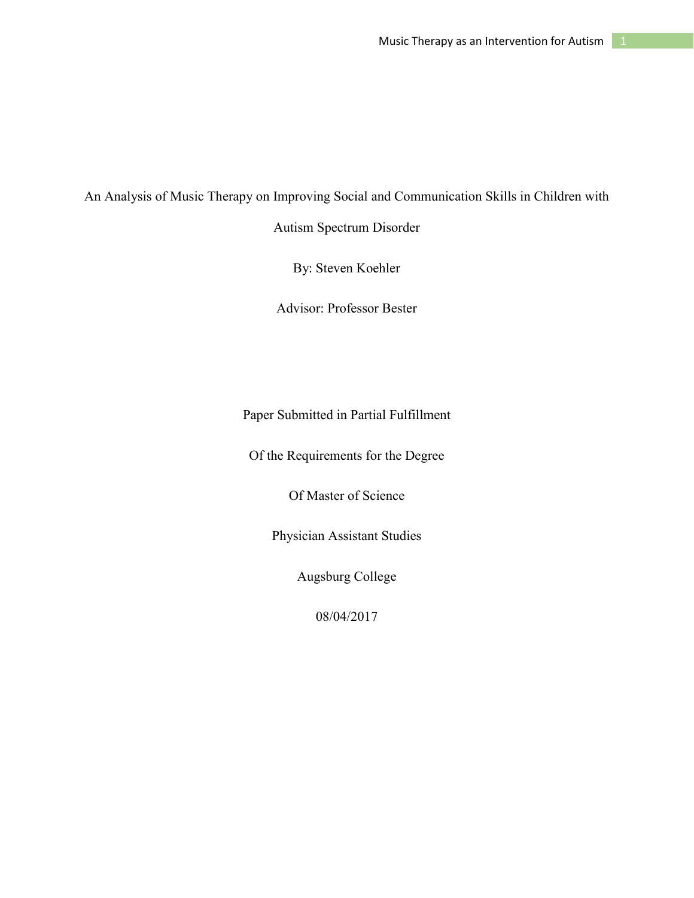# An Analysis of Music Therapy on Improving Social and Communication Skills in Children with Autism Spectrum Disorder

By: Steven Koehler

Advisor: Professor Bester

Paper Submitted in Partial Fulfillment

Of the Requirements for the Degree

Of Master of Science

Physician Assistant Studies

Augsburg College

08/04/2017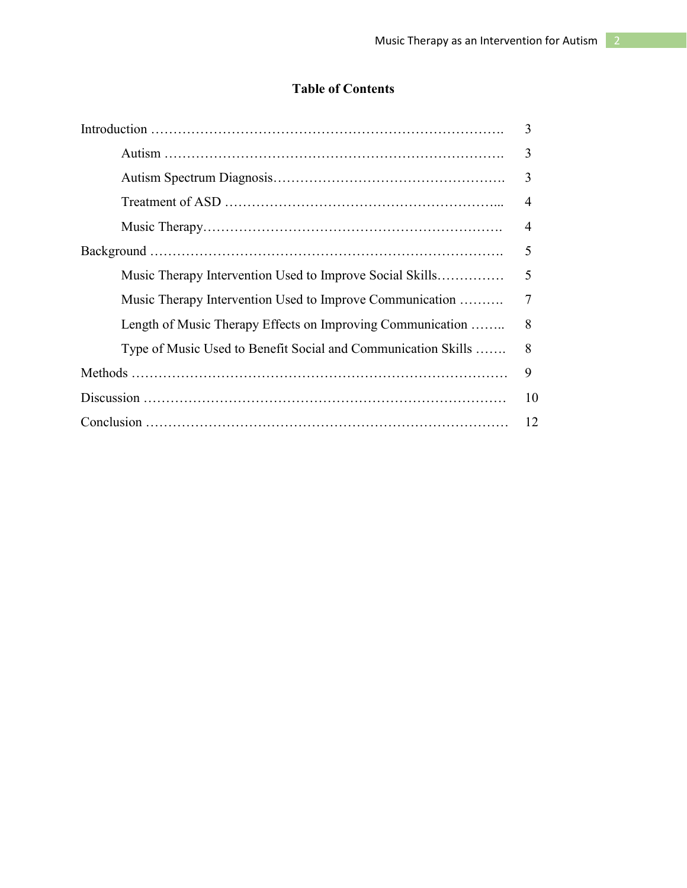## Table of Contents

| | |
|---|---|
| Introduction | 3 |
| &nbsp;&nbsp;&nbsp;&nbsp;Autism | 3 |
| &nbsp;&nbsp;&nbsp;&nbsp;Autism Spectrum Diagnosis | 3 |
| &nbsp;&nbsp;&nbsp;&nbsp;Treatment of ASD | 4 |
| &nbsp;&nbsp;&nbsp;&nbsp;Music Therapy | 4 |
| Background | 5 |
| &nbsp;&nbsp;&nbsp;&nbsp;Music Therapy Intervention Used to Improve Social Skills | 5 |
| &nbsp;&nbsp;&nbsp;&nbsp;Music Therapy Intervention Used to Improve Communication | 7 |
| &nbsp;&nbsp;&nbsp;&nbsp;Length of Music Therapy Effects on Improving Communication | 8 |
| &nbsp;&nbsp;&nbsp;&nbsp;Type of Music Used to Benefit Social and Communication Skills | 8 |
| Methods | 9 |
| Discussion | 10 |
| Conclusion | 12 |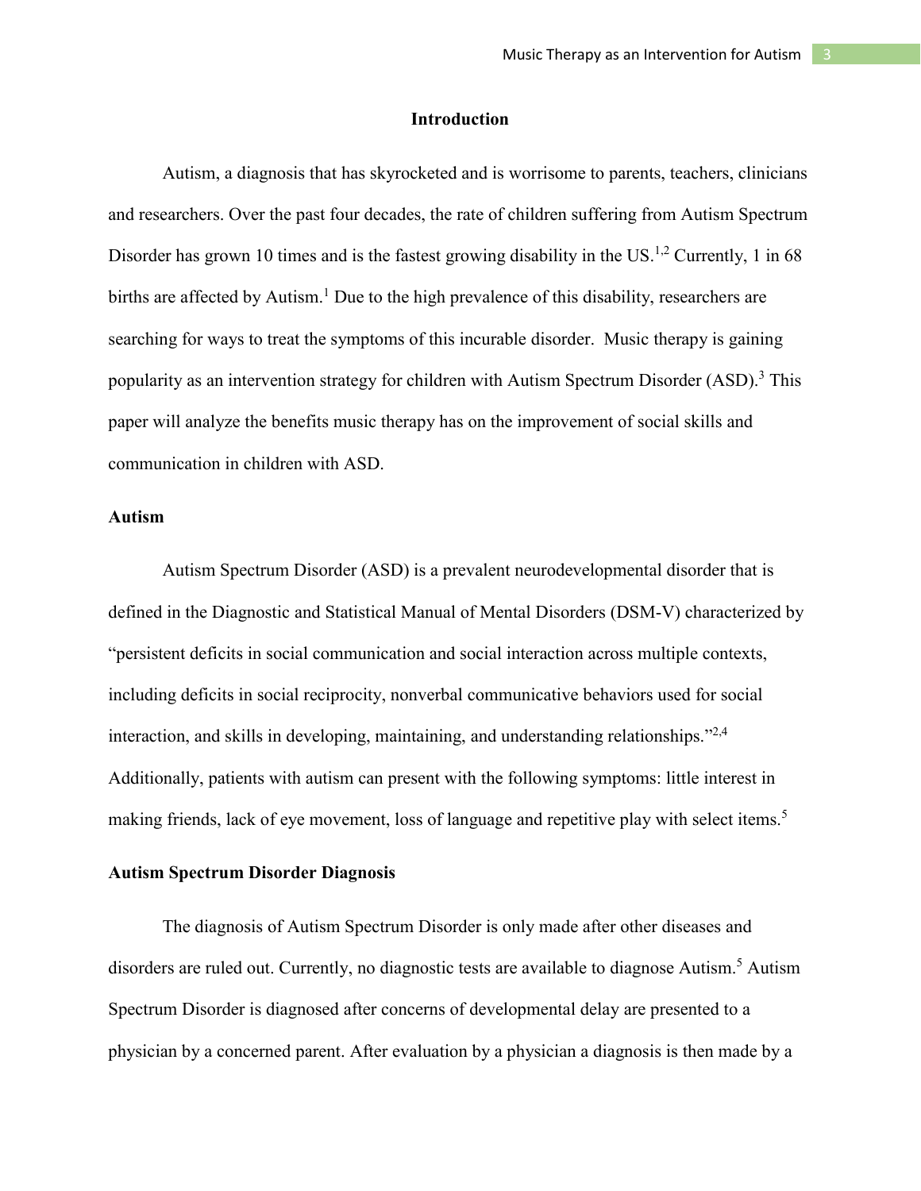## Introduction

Autism, a diagnosis that has skyrocketed and is worrisome to parents, teachers, clinicians and researchers. Over the past four decades, the rate of children suffering from Autism Spectrum Disorder has grown 10 times and is the fastest growing disability in the US.[1,2] Currently, 1 in 68 births are affected by Autism.[1] Due to the high prevalence of this disability, researchers are searching for ways to treat the symptoms of this incurable disorder. Music therapy is gaining popularity as an intervention strategy for children with Autism Spectrum Disorder (ASD).[3] This paper will analyze the benefits music therapy has on the improvement of social skills and communication in children with ASD.

### Autism

Autism Spectrum Disorder (ASD) is a prevalent neurodevelopmental disorder that is defined in the Diagnostic and Statistical Manual of Mental Disorders (DSM-V) characterized by "persistent deficits in social communication and social interaction across multiple contexts, including deficits in social reciprocity, nonverbal communicative behaviors used for social interaction, and skills in developing, maintaining, and understanding relationships."[2,4] Additionally, patients with autism can present with the following symptoms: little interest in making friends, lack of eye movement, loss of language and repetitive play with select items.[5]

### Autism Spectrum Disorder Diagnosis

The diagnosis of Autism Spectrum Disorder is only made after other diseases and disorders are ruled out. Currently, no diagnostic tests are available to diagnose Autism.[5] Autism Spectrum Disorder is diagnosed after concerns of developmental delay are presented to a physician by a concerned parent. After evaluation by a physician a diagnosis is then made by a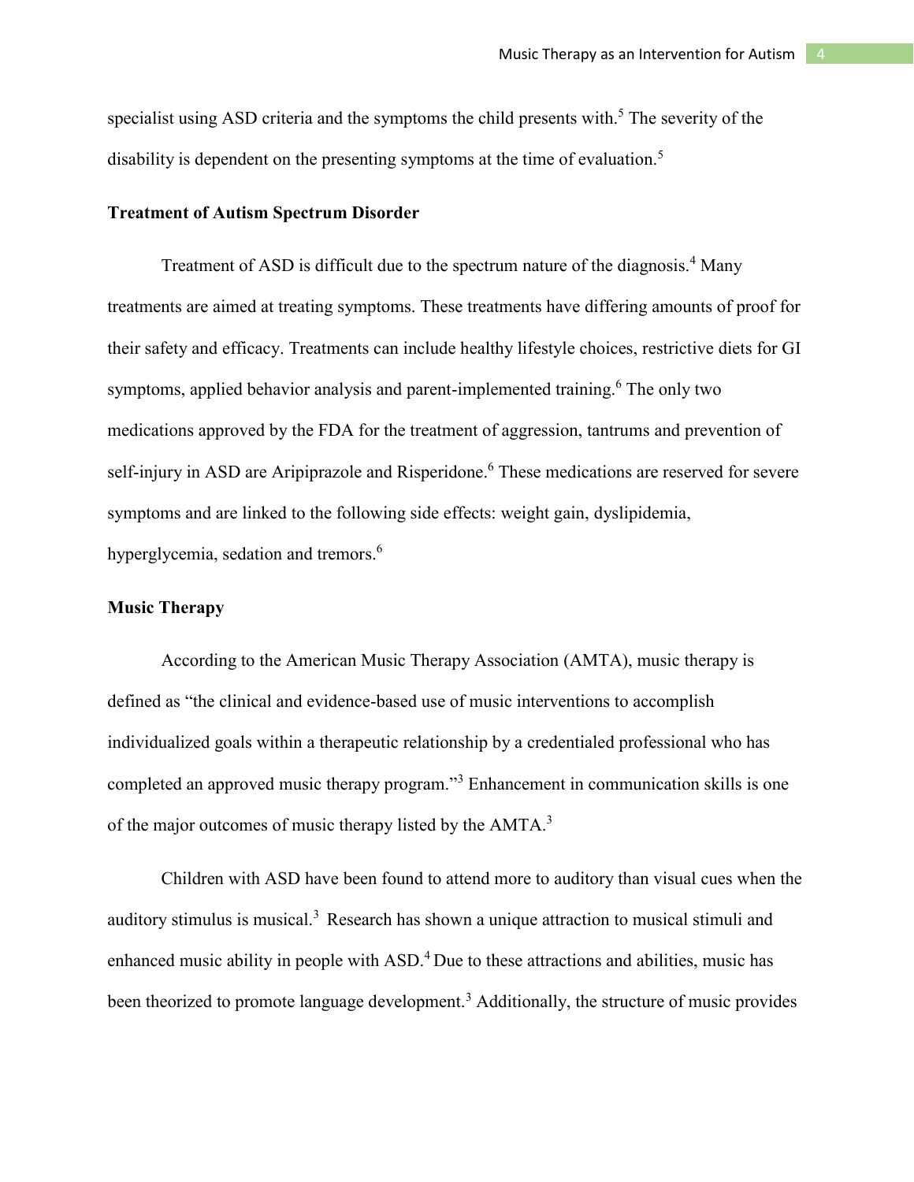specialist using ASD criteria and the symptoms the child presents with.[5] The severity of the disability is dependent on the presenting symptoms at the time of evaluation.[5]

## Treatment of Autism Spectrum Disorder

Treatment of ASD is difficult due to the spectrum nature of the diagnosis.[4] Many treatments are aimed at treating symptoms. These treatments have differing amounts of proof for their safety and efficacy. Treatments can include healthy lifestyle choices, restrictive diets for GI symptoms, applied behavior analysis and parent-implemented training.[6] The only two medications approved by the FDA for the treatment of aggression, tantrums and prevention of self-injury in ASD are Aripiprazole and Risperidone.[6] These medications are reserved for severe symptoms and are linked to the following side effects: weight gain, dyslipidemia, hyperglycemia, sedation and tremors.[6]

## Music Therapy

According to the American Music Therapy Association (AMTA), music therapy is defined as "the clinical and evidence-based use of music interventions to accomplish individualized goals within a therapeutic relationship by a credentialed professional who has completed an approved music therapy program."[3] Enhancement in communication skills is one of the major outcomes of music therapy listed by the AMTA.[3]

Children with ASD have been found to attend more to auditory than visual cues when the auditory stimulus is musical.[3] Research has shown a unique attraction to musical stimuli and enhanced music ability in people with ASD.[4] Due to these attractions and abilities, music has been theorized to promote language development.[3] Additionally, the structure of music provides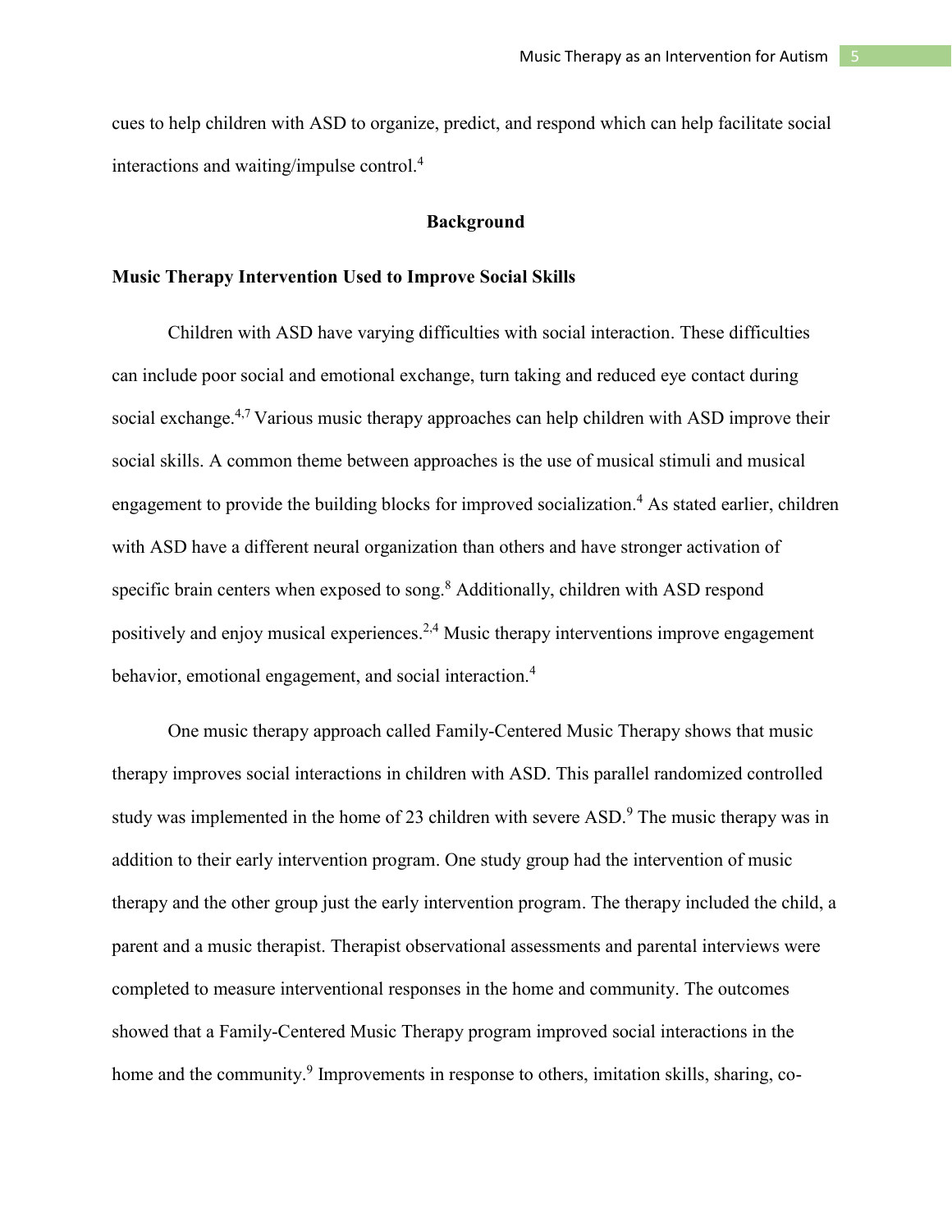cues to help children with ASD to organize, predict, and respond which can help facilitate social interactions and waiting/impulse control.[4]

## Background

### Music Therapy Intervention Used to Improve Social Skills

Children with ASD have varying difficulties with social interaction. These difficulties can include poor social and emotional exchange, turn taking and reduced eye contact during social exchange.[4,7] Various music therapy approaches can help children with ASD improve their social skills. A common theme between approaches is the use of musical stimuli and musical engagement to provide the building blocks for improved socialization.[4] As stated earlier, children with ASD have a different neural organization than others and have stronger activation of specific brain centers when exposed to song.[8] Additionally, children with ASD respond positively and enjoy musical experiences.[2,4] Music therapy interventions improve engagement behavior, emotional engagement, and social interaction.[4]

One music therapy approach called Family-Centered Music Therapy shows that music therapy improves social interactions in children with ASD. This parallel randomized controlled study was implemented in the home of 23 children with severe ASD.[9] The music therapy was in addition to their early intervention program. One study group had the intervention of music therapy and the other group just the early intervention program. The therapy included the child, a parent and a music therapist. Therapist observational assessments and parental interviews were completed to measure interventional responses in the home and community. The outcomes showed that a Family-Centered Music Therapy program improved social interactions in the home and the community.[9] Improvements in response to others, imitation skills, sharing, co-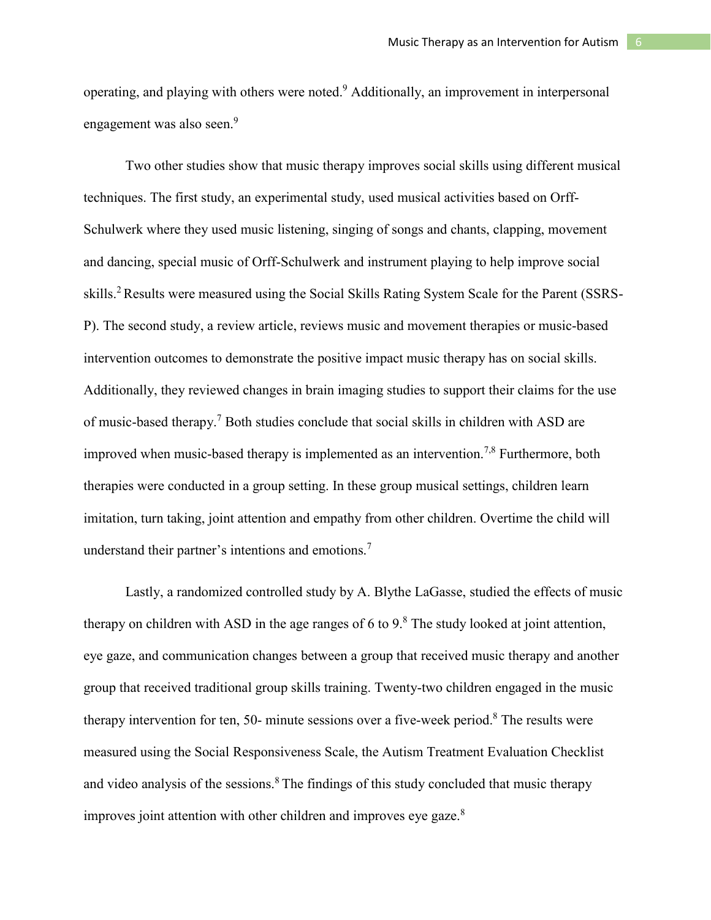operating, and playing with others were noted.[9] Additionally, an improvement in interpersonal engagement was also seen.[9]

Two other studies show that music therapy improves social skills using different musical techniques. The first study, an experimental study, used musical activities based on Orff-Schulwerk where they used music listening, singing of songs and chants, clapping, movement and dancing, special music of Orff-Schulwerk and instrument playing to help improve social skills.[2] Results were measured using the Social Skills Rating System Scale for the Parent (SSRS-P). The second study, a review article, reviews music and movement therapies or music-based intervention outcomes to demonstrate the positive impact music therapy has on social skills. Additionally, they reviewed changes in brain imaging studies to support their claims for the use of music-based therapy.[7] Both studies conclude that social skills in children with ASD are improved when music-based therapy is implemented as an intervention.[7,8] Furthermore, both therapies were conducted in a group setting. In these group musical settings, children learn imitation, turn taking, joint attention and empathy from other children. Overtime the child will understand their partner's intentions and emotions.[7]

Lastly, a randomized controlled study by A. Blythe LaGasse, studied the effects of music therapy on children with ASD in the age ranges of 6 to 9.[8] The study looked at joint attention, eye gaze, and communication changes between a group that received music therapy and another group that received traditional group skills training. Twenty-two children engaged in the music therapy intervention for ten, 50- minute sessions over a five-week period.[8] The results were measured using the Social Responsiveness Scale, the Autism Treatment Evaluation Checklist and video analysis of the sessions.[8] The findings of this study concluded that music therapy improves joint attention with other children and improves eye gaze.[8]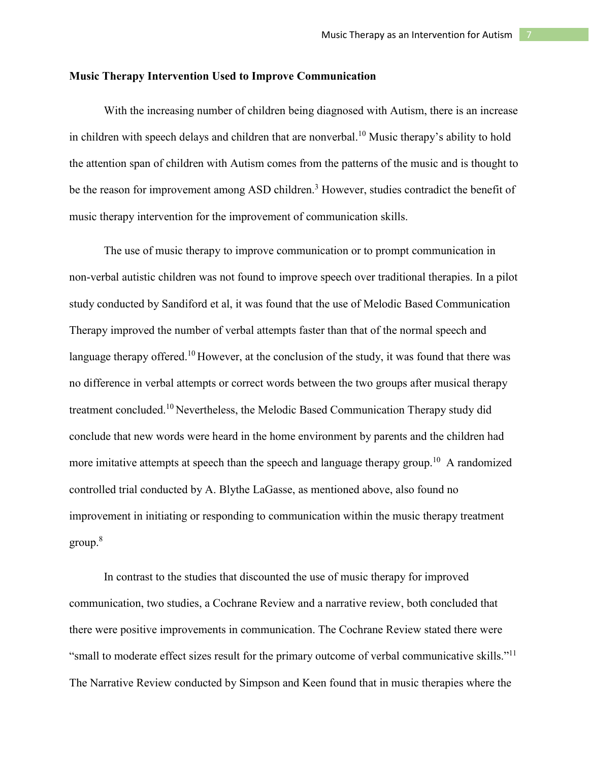**Music Therapy Intervention Used to Improve Communication**

With the increasing number of children being diagnosed with Autism, there is an increase in children with speech delays and children that are nonverbal.[10] Music therapy's ability to hold the attention span of children with Autism comes from the patterns of the music and is thought to be the reason for improvement among ASD children.[3] However, studies contradict the benefit of music therapy intervention for the improvement of communication skills.

The use of music therapy to improve communication or to prompt communication in non-verbal autistic children was not found to improve speech over traditional therapies. In a pilot study conducted by Sandiford et al, it was found that the use of Melodic Based Communication Therapy improved the number of verbal attempts faster than that of the normal speech and language therapy offered.[10] However, at the conclusion of the study, it was found that there was no difference in verbal attempts or correct words between the two groups after musical therapy treatment concluded.[10] Nevertheless, the Melodic Based Communication Therapy study did conclude that new words were heard in the home environment by parents and the children had more imitative attempts at speech than the speech and language therapy group.[10] A randomized controlled trial conducted by A. Blythe LaGasse, as mentioned above, also found no improvement in initiating or responding to communication within the music therapy treatment group.[8]

In contrast to the studies that discounted the use of music therapy for improved communication, two studies, a Cochrane Review and a narrative review, both concluded that there were positive improvements in communication. The Cochrane Review stated there were "small to moderate effect sizes result for the primary outcome of verbal communicative skills."[11] The Narrative Review conducted by Simpson and Keen found that in music therapies where the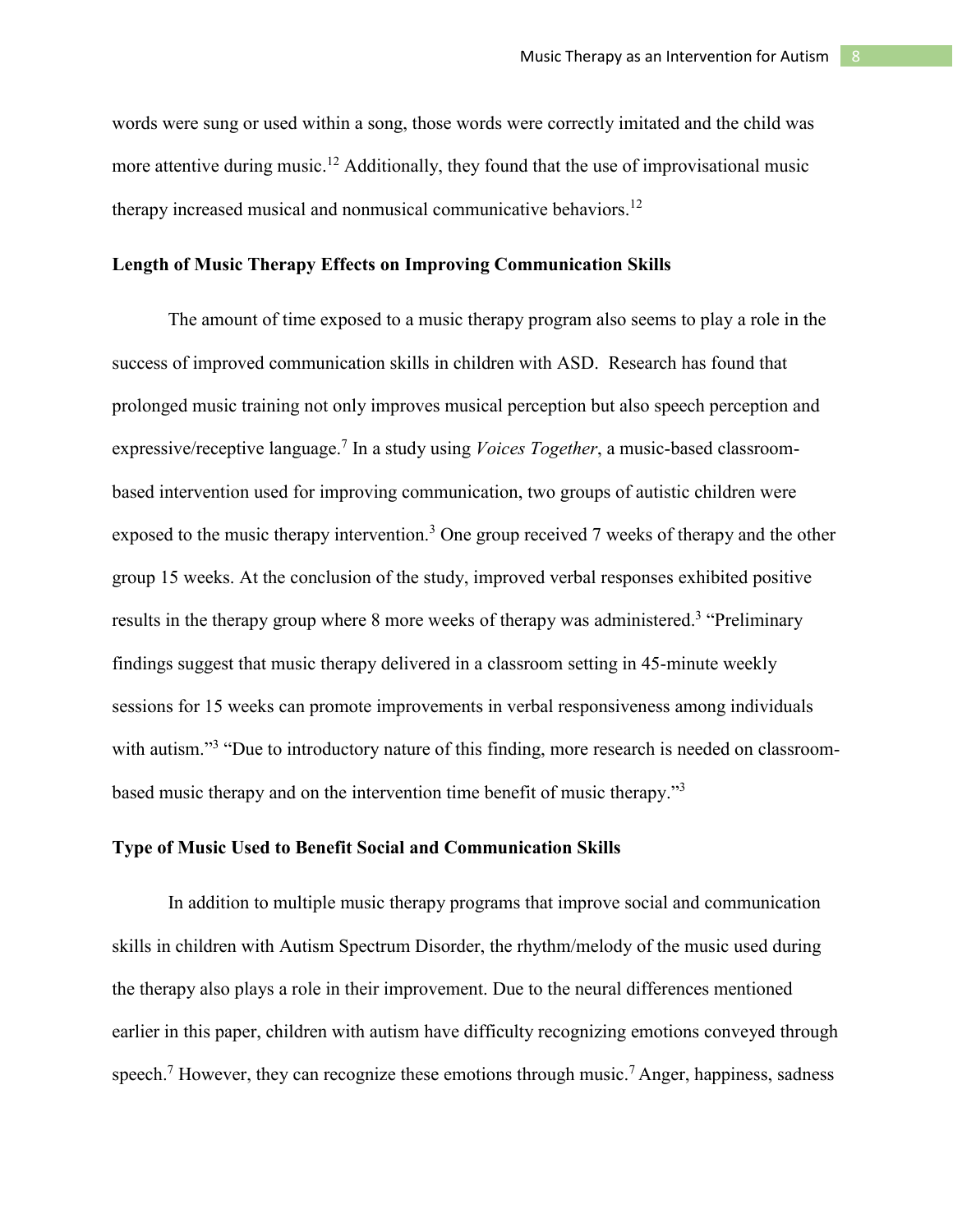words were sung or used within a song, those words were correctly imitated and the child was more attentive during music.[12] Additionally, they found that the use of improvisational music therapy increased musical and nonmusical communicative behaviors.[12]

**Length of Music Therapy Effects on Improving Communication Skills**

The amount of time exposed to a music therapy program also seems to play a role in the success of improved communication skills in children with ASD. Research has found that prolonged music training not only improves musical perception but also speech perception and expressive/receptive language.[7] In a study using *Voices Together*, a music-based classroom-based intervention used for improving communication, two groups of autistic children were exposed to the music therapy intervention.[3] One group received 7 weeks of therapy and the other group 15 weeks. At the conclusion of the study, improved verbal responses exhibited positive results in the therapy group where 8 more weeks of therapy was administered.[3] "Preliminary findings suggest that music therapy delivered in a classroom setting in 45-minute weekly sessions for 15 weeks can promote improvements in verbal responsiveness among individuals with autism."[3] "Due to introductory nature of this finding, more research is needed on classroom-based music therapy and on the intervention time benefit of music therapy."[3]

**Type of Music Used to Benefit Social and Communication Skills**

In addition to multiple music therapy programs that improve social and communication skills in children with Autism Spectrum Disorder, the rhythm/melody of the music used during the therapy also plays a role in their improvement. Due to the neural differences mentioned earlier in this paper, children with autism have difficulty recognizing emotions conveyed through speech.[7] However, they can recognize these emotions through music.[7] Anger, happiness, sadness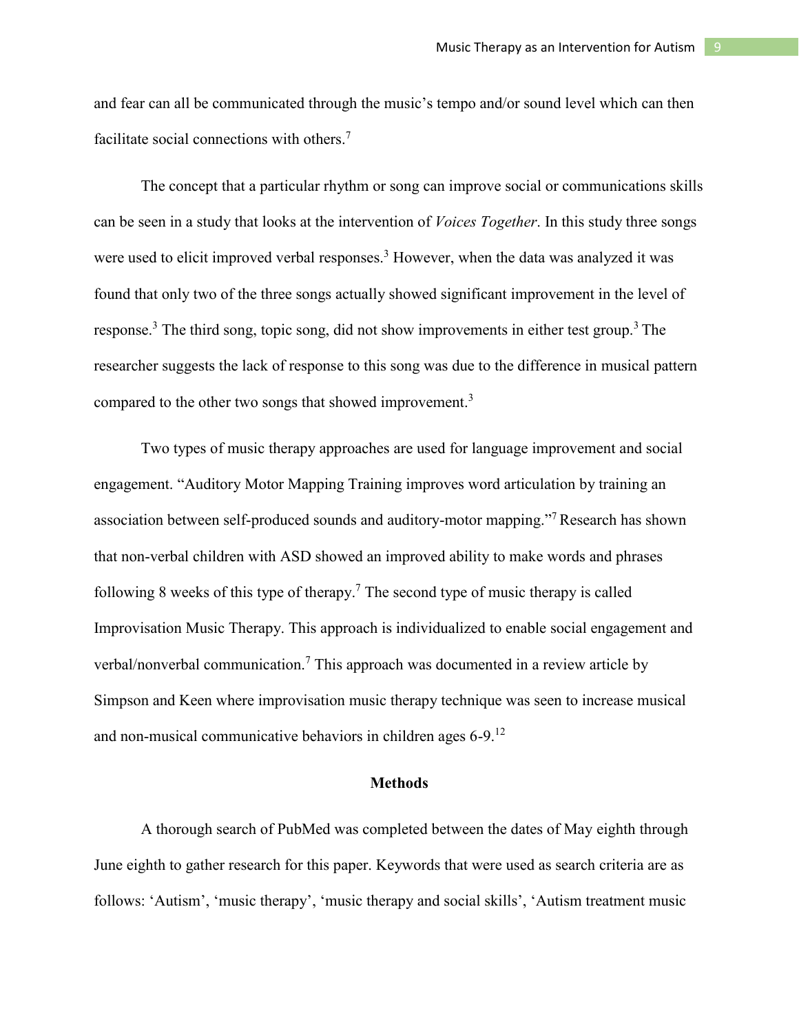and fear can all be communicated through the music's tempo and/or sound level which can then facilitate social connections with others.[7]

The concept that a particular rhythm or song can improve social or communications skills can be seen in a study that looks at the intervention of *Voices Together*. In this study three songs were used to elicit improved verbal responses.[3] However, when the data was analyzed it was found that only two of the three songs actually showed significant improvement in the level of response.[3] The third song, topic song, did not show improvements in either test group.[3] The researcher suggests the lack of response to this song was due to the difference in musical pattern compared to the other two songs that showed improvement.[3]

Two types of music therapy approaches are used for language improvement and social engagement. "Auditory Motor Mapping Training improves word articulation by training an association between self-produced sounds and auditory-motor mapping."[7] Research has shown that non-verbal children with ASD showed an improved ability to make words and phrases following 8 weeks of this type of therapy.[7] The second type of music therapy is called Improvisation Music Therapy. This approach is individualized to enable social engagement and verbal/nonverbal communication.[7] This approach was documented in a review article by Simpson and Keen where improvisation music therapy technique was seen to increase musical and non-musical communicative behaviors in children ages 6-9.[12]

## Methods

A thorough search of PubMed was completed between the dates of May eighth through June eighth to gather research for this paper. Keywords that were used as search criteria are as follows: 'Autism', 'music therapy', 'music therapy and social skills', 'Autism treatment music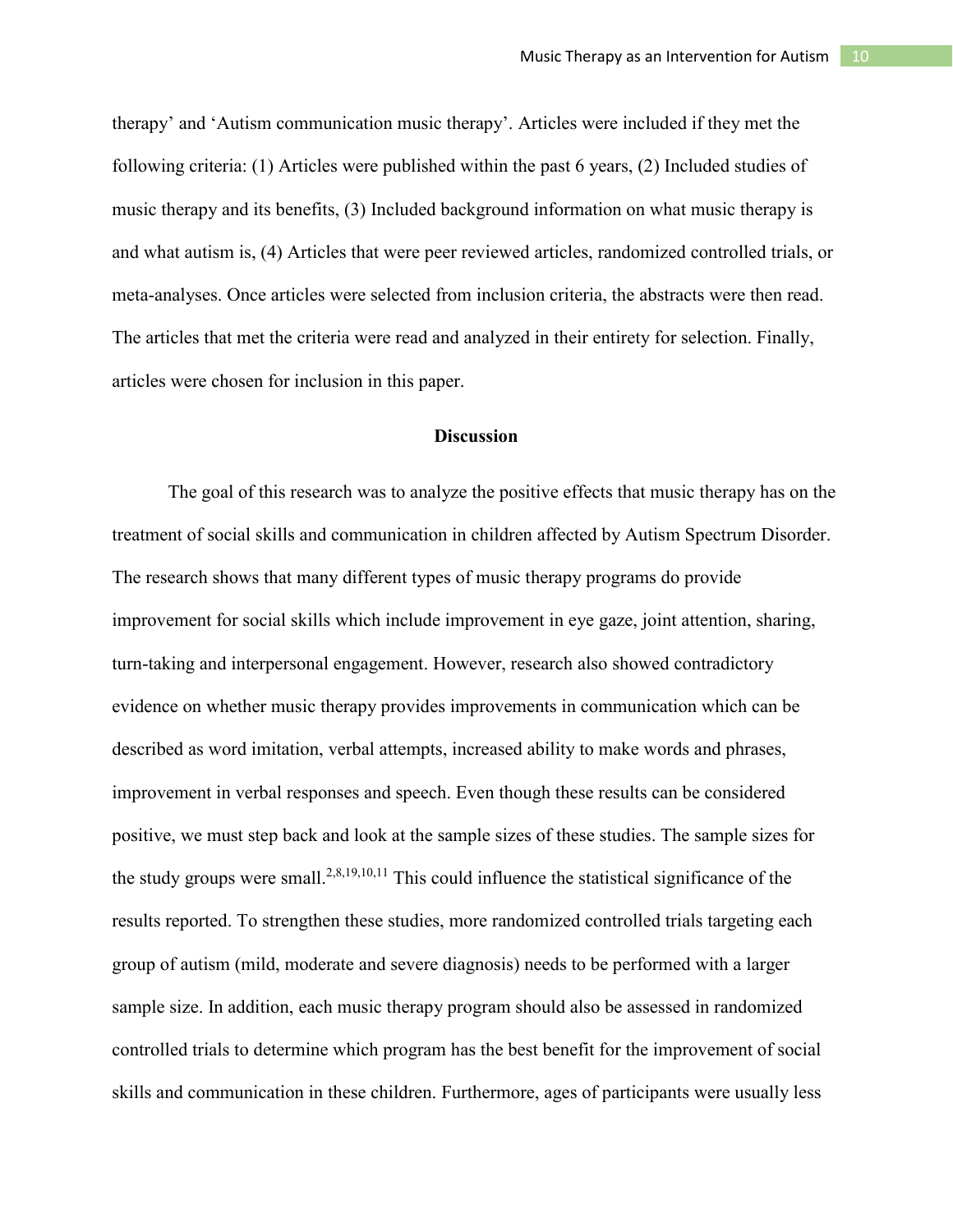therapy' and 'Autism communication music therapy'. Articles were included if they met the following criteria: (1) Articles were published within the past 6 years, (2) Included studies of music therapy and its benefits, (3) Included background information on what music therapy is and what autism is, (4) Articles that were peer reviewed articles, randomized controlled trials, or meta-analyses. Once articles were selected from inclusion criteria, the abstracts were then read. The articles that met the criteria were read and analyzed in their entirety for selection. Finally, articles were chosen for inclusion in this paper.

## Discussion

The goal of this research was to analyze the positive effects that music therapy has on the treatment of social skills and communication in children affected by Autism Spectrum Disorder. The research shows that many different types of music therapy programs do provide improvement for social skills which include improvement in eye gaze, joint attention, sharing, turn-taking and interpersonal engagement. However, research also showed contradictory evidence on whether music therapy provides improvements in communication which can be described as word imitation, verbal attempts, increased ability to make words and phrases, improvement in verbal responses and speech. Even though these results can be considered positive, we must step back and look at the sample sizes of these studies. The sample sizes for the study groups were small.[2,8,19,10,11] This could influence the statistical significance of the results reported. To strengthen these studies, more randomized controlled trials targeting each group of autism (mild, moderate and severe diagnosis) needs to be performed with a larger sample size. In addition, each music therapy program should also be assessed in randomized controlled trials to determine which program has the best benefit for the improvement of social skills and communication in these children. Furthermore, ages of participants were usually less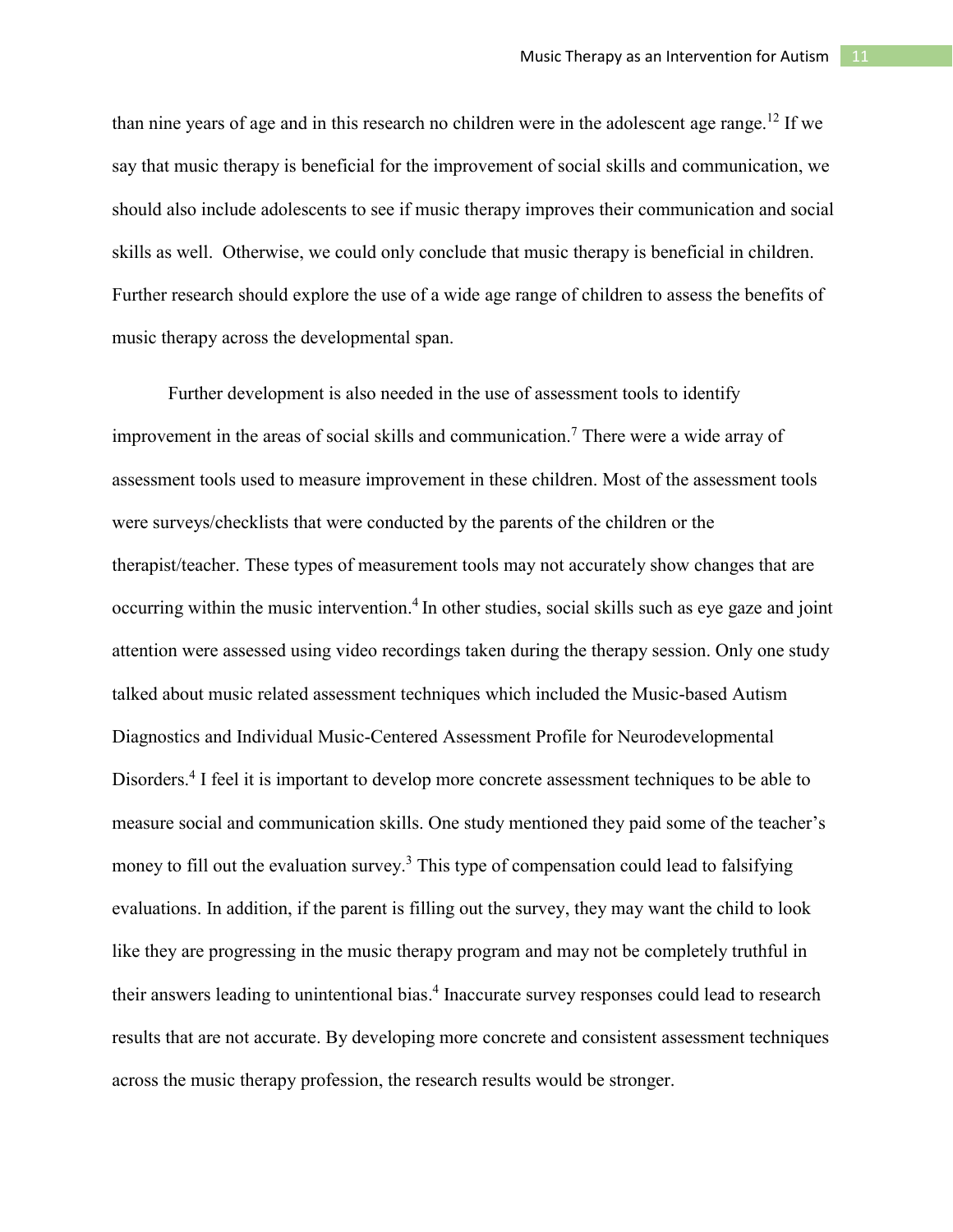than nine years of age and in this research no children were in the adolescent age range.[12] If we say that music therapy is beneficial for the improvement of social skills and communication, we should also include adolescents to see if music therapy improves their communication and social skills as well. Otherwise, we could only conclude that music therapy is beneficial in children. Further research should explore the use of a wide age range of children to assess the benefits of music therapy across the developmental span.

Further development is also needed in the use of assessment tools to identify improvement in the areas of social skills and communication.[7] There were a wide array of assessment tools used to measure improvement in these children. Most of the assessment tools were surveys/checklists that were conducted by the parents of the children or the therapist/teacher. These types of measurement tools may not accurately show changes that are occurring within the music intervention.[4] In other studies, social skills such as eye gaze and joint attention were assessed using video recordings taken during the therapy session. Only one study talked about music related assessment techniques which included the Music-based Autism Diagnostics and Individual Music-Centered Assessment Profile for Neurodevelopmental Disorders.[4] I feel it is important to develop more concrete assessment techniques to be able to measure social and communication skills. One study mentioned they paid some of the teacher's money to fill out the evaluation survey.[3] This type of compensation could lead to falsifying evaluations. In addition, if the parent is filling out the survey, they may want the child to look like they are progressing in the music therapy program and may not be completely truthful in their answers leading to unintentional bias.[4] Inaccurate survey responses could lead to research results that are not accurate. By developing more concrete and consistent assessment techniques across the music therapy profession, the research results would be stronger.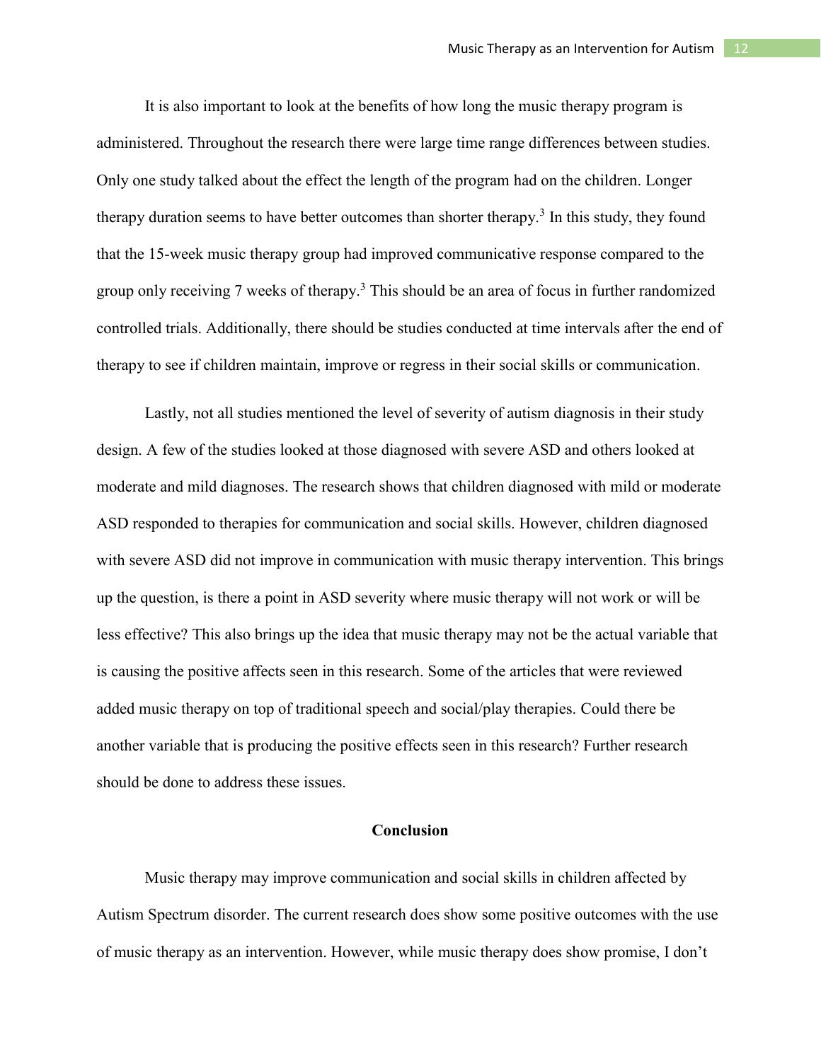It is also important to look at the benefits of how long the music therapy program is administered. Throughout the research there were large time range differences between studies. Only one study talked about the effect the length of the program had on the children. Longer therapy duration seems to have better outcomes than shorter therapy.[3] In this study, they found that the 15-week music therapy group had improved communicative response compared to the group only receiving 7 weeks of therapy.[3] This should be an area of focus in further randomized controlled trials. Additionally, there should be studies conducted at time intervals after the end of therapy to see if children maintain, improve or regress in their social skills or communication.

Lastly, not all studies mentioned the level of severity of autism diagnosis in their study design. A few of the studies looked at those diagnosed with severe ASD and others looked at moderate and mild diagnoses. The research shows that children diagnosed with mild or moderate ASD responded to therapies for communication and social skills. However, children diagnosed with severe ASD did not improve in communication with music therapy intervention. This brings up the question, is there a point in ASD severity where music therapy will not work or will be less effective? This also brings up the idea that music therapy may not be the actual variable that is causing the positive affects seen in this research. Some of the articles that were reviewed added music therapy on top of traditional speech and social/play therapies. Could there be another variable that is producing the positive effects seen in this research? Further research should be done to address these issues.

## Conclusion

Music therapy may improve communication and social skills in children affected by Autism Spectrum disorder. The current research does show some positive outcomes with the use of music therapy as an intervention. However, while music therapy does show promise, I don't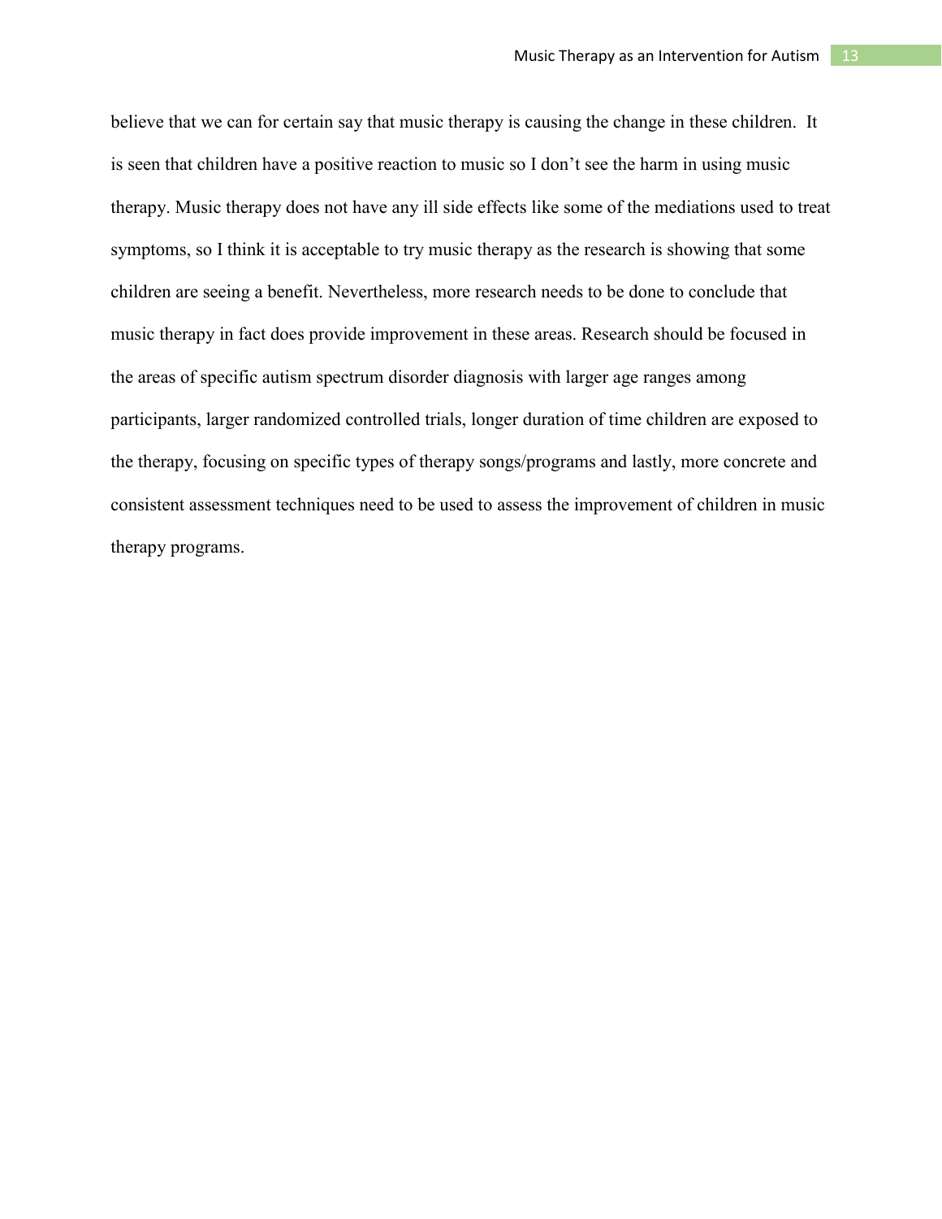believe that we can for certain say that music therapy is causing the change in these children. It is seen that children have a positive reaction to music so I don't see the harm in using music therapy. Music therapy does not have any ill side effects like some of the mediations used to treat symptoms, so I think it is acceptable to try music therapy as the research is showing that some children are seeing a benefit. Nevertheless, more research needs to be done to conclude that music therapy in fact does provide improvement in these areas. Research should be focused in the areas of specific autism spectrum disorder diagnosis with larger age ranges among participants, larger randomized controlled trials, longer duration of time children are exposed to the therapy, focusing on specific types of therapy songs/programs and lastly, more concrete and consistent assessment techniques need to be used to assess the improvement of children in music therapy programs.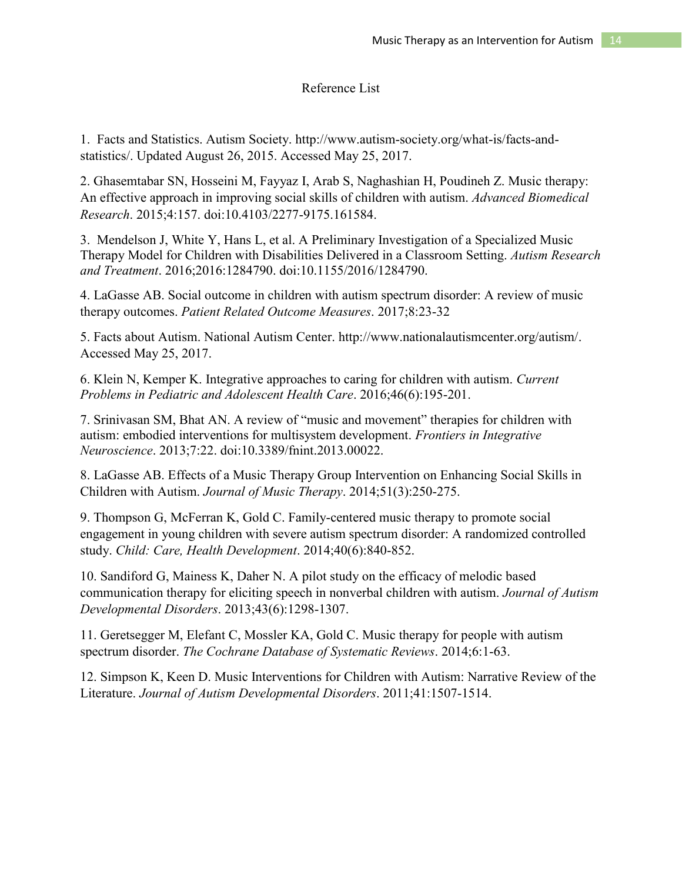# Reference List

1. Facts and Statistics. Autism Society. http://www.autism-society.org/what-is/facts-and-statistics/. Updated August 26, 2015. Accessed May 25, 2017.

2. Ghasemtabar SN, Hosseini M, Fayyaz I, Arab S, Naghashian H, Poudineh Z. Music therapy: An effective approach in improving social skills of children with autism. *Advanced Biomedical Research*. 2015;4:157. doi:10.4103/2277-9175.161584.

3. Mendelson J, White Y, Hans L, et al. A Preliminary Investigation of a Specialized Music Therapy Model for Children with Disabilities Delivered in a Classroom Setting. *Autism Research and Treatment*. 2016;2016:1284790. doi:10.1155/2016/1284790.

4. LaGasse AB. Social outcome in children with autism spectrum disorder: A review of music therapy outcomes. *Patient Related Outcome Measures*. 2017;8:23-32

5. Facts about Autism. National Autism Center. http://www.nationalautismcenter.org/autism/. Accessed May 25, 2017.

6. Klein N, Kemper K. Integrative approaches to caring for children with autism. *Current Problems in Pediatric and Adolescent Health Care*. 2016;46(6):195-201.

7. Srinivasan SM, Bhat AN. A review of "music and movement" therapies for children with autism: embodied interventions for multisystem development. *Frontiers in Integrative Neuroscience*. 2013;7:22. doi:10.3389/fnint.2013.00022.

8. LaGasse AB. Effects of a Music Therapy Group Intervention on Enhancing Social Skills in Children with Autism. *Journal of Music Therapy*. 2014;51(3):250-275.

9. Thompson G, McFerran K, Gold C. Family-centered music therapy to promote social engagement in young children with severe autism spectrum disorder: A randomized controlled study. *Child: Care, Health Development*. 2014;40(6):840-852.

10. Sandiford G, Mainess K, Daher N. A pilot study on the efficacy of melodic based communication therapy for eliciting speech in nonverbal children with autism. *Journal of Autism Developmental Disorders*. 2013;43(6):1298-1307.

11. Geretsegger M, Elefant C, Mossler KA, Gold C. Music therapy for people with autism spectrum disorder. *The Cochrane Database of Systematic Reviews*. 2014;6:1-63.

12. Simpson K, Keen D. Music Interventions for Children with Autism: Narrative Review of the Literature. *Journal of Autism Developmental Disorders*. 2011;41:1507-1514.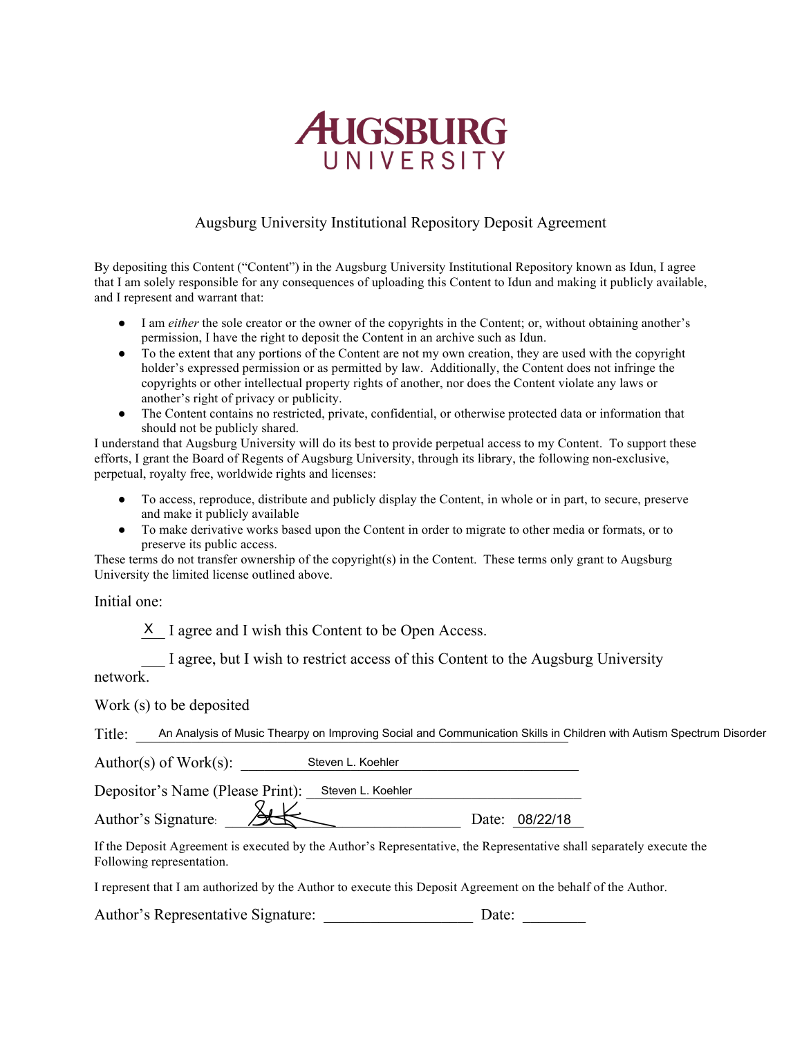# AUGSBURG UNIVERSITY

## Augsburg University Institutional Repository Deposit Agreement

By depositing this Content ("Content") in the Augsburg University Institutional Repository known as Idun, I agree that I am solely responsible for any consequences of uploading this Content to Idun and making it publicly available, and I represent and warrant that:

- I am *either* the sole creator or the owner of the copyrights in the Content; or, without obtaining another's permission, I have the right to deposit the Content in an archive such as Idun.
- To the extent that any portions of the Content are not my own creation, they are used with the copyright holder's expressed permission or as permitted by law. Additionally, the Content does not infringe the copyrights or other intellectual property rights of another, nor does the Content violate any laws or another's right of privacy or publicity.
- The Content contains no restricted, private, confidential, or otherwise protected data or information that should not be publicly shared.

I understand that Augsburg University will do its best to provide perpetual access to my Content. To support these efforts, I grant the Board of Regents of Augsburg University, through its library, the following non-exclusive, perpetual, royalty free, worldwide rights and licenses:

- To access, reproduce, distribute and publicly display the Content, in whole or in part, to secure, preserve and make it publicly available
- To make derivative works based upon the Content in order to migrate to other media or formats, or to preserve its public access.

These terms do not transfer ownership of the copyright(s) in the Content. These terms only grant to Augsburg University the limited license outlined above.

Initial one:

\_X\_ I agree and I wish this Content to be Open Access.

\_\_\_ I agree, but I wish to restrict access of this Content to the Augsburg University network.

Work (s) to be deposited

Title: An Analysis of Music Thearpy on Improving Social and Communication Skills in Children with Autism Spectrum Disorder

Author(s) of Work(s): Steven L. Koehler

Depositor's Name (Please Print): Steven L. Koehler

Author's Signature: SLK Date: 08/22/18

If the Deposit Agreement is executed by the Author's Representative, the Representative shall separately execute the Following representation.

I represent that I am authorized by the Author to execute this Deposit Agreement on the behalf of the Author.

Author's Representative Signature: \_\_\_\_\_\_\_\_\_\_\_\_\_\_\_\_\_\_ Date: \_\_\_\_\_\_\_\_